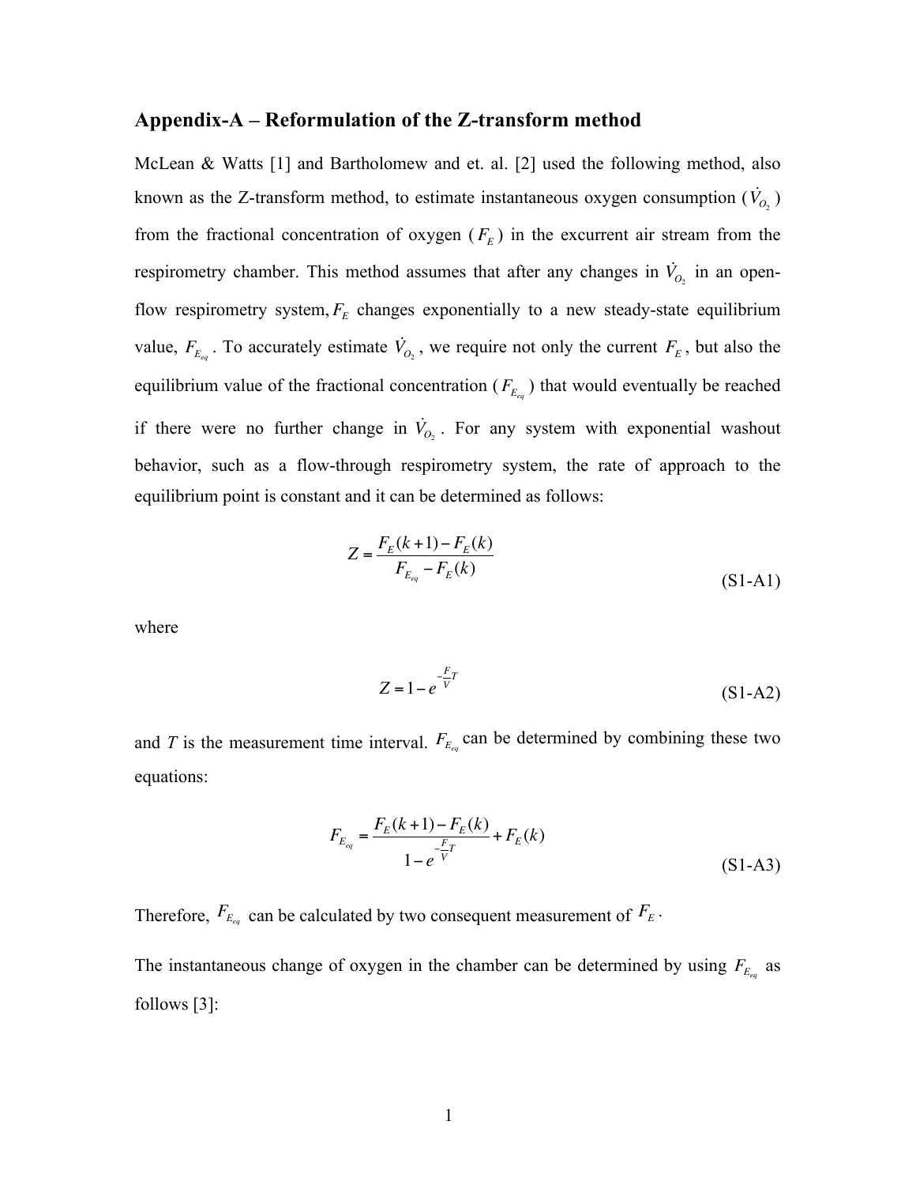## Appendix-A – Reformulation of the Z-transform method

McLean & Watts [1] and Bartholomew and et. al. [2] used the following method, also known as the Z-transform method, to estimate instantaneous oxygen consumption ($\dot{V}_{O_2}$) from the fractional concentration of oxygen ($F_E$) in the excurrent air stream from the respirometry chamber. This method assumes that after any changes in $\dot{V}_{O_2}$ in an open-flow respirometry system, $F_E$ changes exponentially to a new steady-state equilibrium value, $F_{E_{eq}}$. To accurately estimate $\dot{V}_{O_2}$, we require not only the current $F_E$, but also the equilibrium value of the fractional concentration ($F_{E_{eq}}$) that would eventually be reached if there were no further change in $\dot{V}_{O_2}$. For any system with exponential washout behavior, such as a flow-through respirometry system, the rate of approach to the equilibrium point is constant and it can be determined as follows:

$$Z = \frac{F_E(k+1) - F_E(k)}{F_{E_{eq}} - F_E(k)} \tag{S1-A1}$$

where

$$Z = 1 - e^{-\frac{F}{V}T} \tag{S1-A2}$$

and $T$ is the measurement time interval. $F_{E_{eq}}$ can be determined by combining these two equations:

$$F_{E_{eq}} = \frac{F_E(k+1) - F_E(k)}{1 - e^{-\frac{F}{V}T}} + F_E(k) \tag{S1-A3}$$

Therefore, $F_{E_{eq}}$ can be calculated by two consequent measurement of $F_E$.

The instantaneous change of oxygen in the chamber can be determined by using $F_{E_{eq}}$ as follows [3]: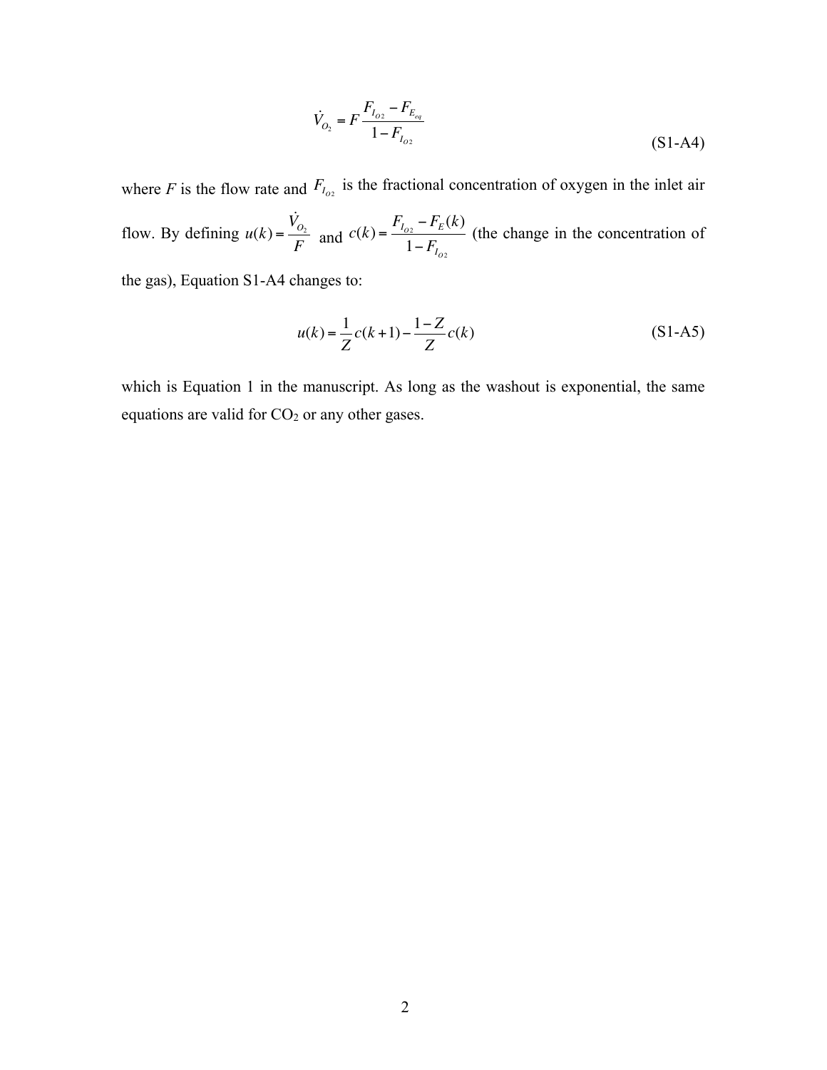$$\dot{V}_{O_2} = F \frac{F_{I_{O2}} - F_{E_{eq}}}{1 - F_{I_{O2}}} \tag{S1-A4}$$

where $F$ is the flow rate and $F_{I_{O_2}}$ is the fractional concentration of oxygen in the inlet air flow. By defining $u(k) = \frac{\dot{V}_{O_2}}{F}$ and $c(k) = \frac{F_{I_{O2}} - F_E(k)}{1 - F_{I_{O2}}}$ (the change in the concentration of the gas), Equation S1-A4 changes to:

$$u(k) = \frac{1}{Z} c(k+1) - \frac{1-Z}{Z} c(k) \tag{S1-A5}$$

which is Equation 1 in the manuscript. As long as the washout is exponential, the same equations are valid for $CO_2$ or any other gases.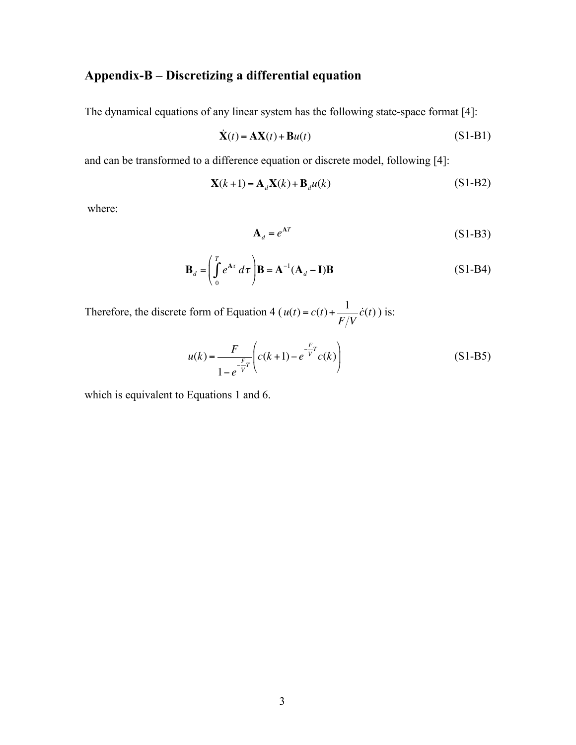## Appendix-B – Discretizing a differential equation

The dynamical equations of any linear system has the following state-space format [4]:

$$\dot{\mathbf{X}}(t) = \mathbf{A}\mathbf{X}(t) + \mathbf{B}u(t) \tag{S1-B1}$$

and can be transformed to a difference equation or discrete model, following [4]:

$$\mathbf{X}(k+1) = \mathbf{A}_d\mathbf{X}(k) + \mathbf{B}_d u(k) \tag{S1-B2}$$

where:

$$\mathbf{A}_d = e^{\mathbf{A}T} \tag{S1-B3}$$

$$\mathbf{B}_d = \left(\int_0^T e^{\mathbf{A}\tau}\, d\tau\right)\mathbf{B} = \mathbf{A}^{-1}(\mathbf{A}_d - \mathbf{I})\mathbf{B} \tag{S1-B4}$$

Therefore, the discrete form of Equation 4 ( $u(t) = c(t) + \frac{1}{F/V}\dot{c}(t)$ ) is:

$$u(k) = \frac{F}{1 - e^{-\frac{F}{V}T}}\left(c(k+1) - e^{-\frac{F}{V}T}c(k)\right) \tag{S1-B5}$$

which is equivalent to Equations 1 and 6.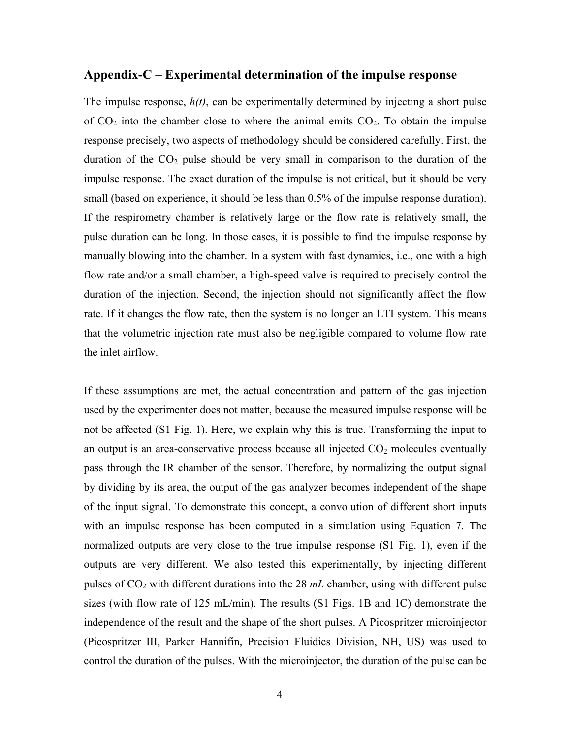## Appendix-C – Experimental determination of the impulse response

The impulse response, *h(t)*, can be experimentally determined by injecting a short pulse of $CO_2$ into the chamber close to where the animal emits $CO_2$. To obtain the impulse response precisely, two aspects of methodology should be considered carefully. First, the duration of the $CO_2$ pulse should be very small in comparison to the duration of the impulse response. The exact duration of the impulse is not critical, but it should be very small (based on experience, it should be less than 0.5% of the impulse response duration). If the respirometry chamber is relatively large or the flow rate is relatively small, the pulse duration can be long. In those cases, it is possible to find the impulse response by manually blowing into the chamber. In a system with fast dynamics, i.e., one with a high flow rate and/or a small chamber, a high-speed valve is required to precisely control the duration of the injection. Second, the injection should not significantly affect the flow rate. If it changes the flow rate, then the system is no longer an LTI system. This means that the volumetric injection rate must also be negligible compared to volume flow rate the inlet airflow.

If these assumptions are met, the actual concentration and pattern of the gas injection used by the experimenter does not matter, because the measured impulse response will be not be affected (S1 Fig. 1). Here, we explain why this is true. Transforming the input to an output is an area-conservative process because all injected $CO_2$ molecules eventually pass through the IR chamber of the sensor. Therefore, by normalizing the output signal by dividing by its area, the output of the gas analyzer becomes independent of the shape of the input signal. To demonstrate this concept, a convolution of different short inputs with an impulse response has been computed in a simulation using Equation 7. The normalized outputs are very close to the true impulse response (S1 Fig. 1), even if the outputs are very different. We also tested this experimentally, by injecting different pulses of $CO_2$ with different durations into the 28 *mL* chamber, using with different pulse sizes (with flow rate of 125 mL/min). The results (S1 Figs. 1B and 1C) demonstrate the independence of the result and the shape of the short pulses. A Picospritzer microinjector (Picospritzer III, Parker Hannifin, Precision Fluidics Division, NH, US) was used to control the duration of the pulses. With the microinjector, the duration of the pulse can be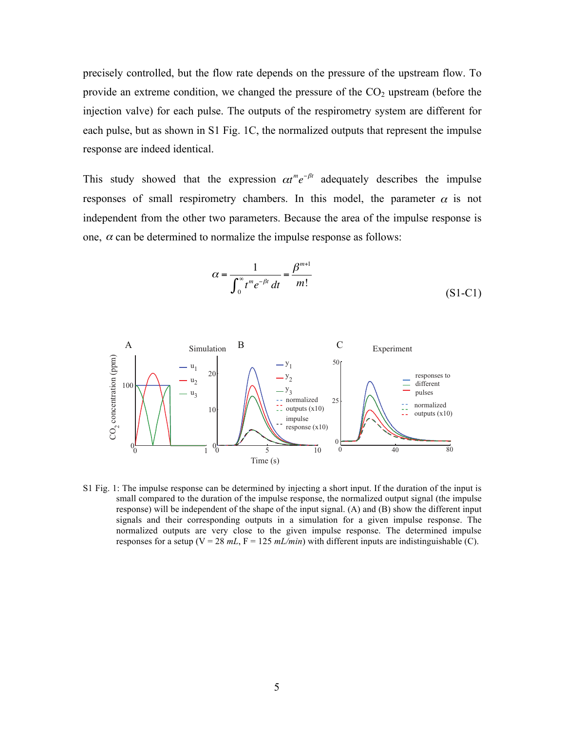precisely controlled, but the flow rate depends on the pressure of the upstream flow. To provide an extreme condition, we changed the pressure of the $CO_2$ upstream (before the injection valve) for each pulse. The outputs of the respirometry system are different for each pulse, but as shown in S1 Fig. 1C, the normalized outputs that represent the impulse response are indeed identical.

This study showed that the expression $\alpha t^{m} e^{-\beta t}$ adequately describes the impulse responses of small respirometry chambers. In this model, the parameter $\alpha$ is not independent from the other two parameters. Because the area of the impulse response is one, $\alpha$ can be determined to normalize the impulse response as follows:

$$\alpha = \frac{1}{\int_0^{\infty} t^{m} e^{-\beta t}\, dt} = \frac{\beta^{m+1}}{m!} \tag{S1-C1}$$

S1 Fig. 1: The impulse response can be determined by injecting a short input. If the duration of the input is small compared to the duration of the impulse response, the normalized output signal (the impulse response) will be independent of the shape of the input signal. (A) and (B) show the different input signals and their corresponding outputs in a simulation for a given impulse response. The normalized outputs are very close to the given impulse response. The determined impulse responses for a setup (V = 28 *mL*, F = 125 *mL/min*) with different inputs are indistinguishable (C).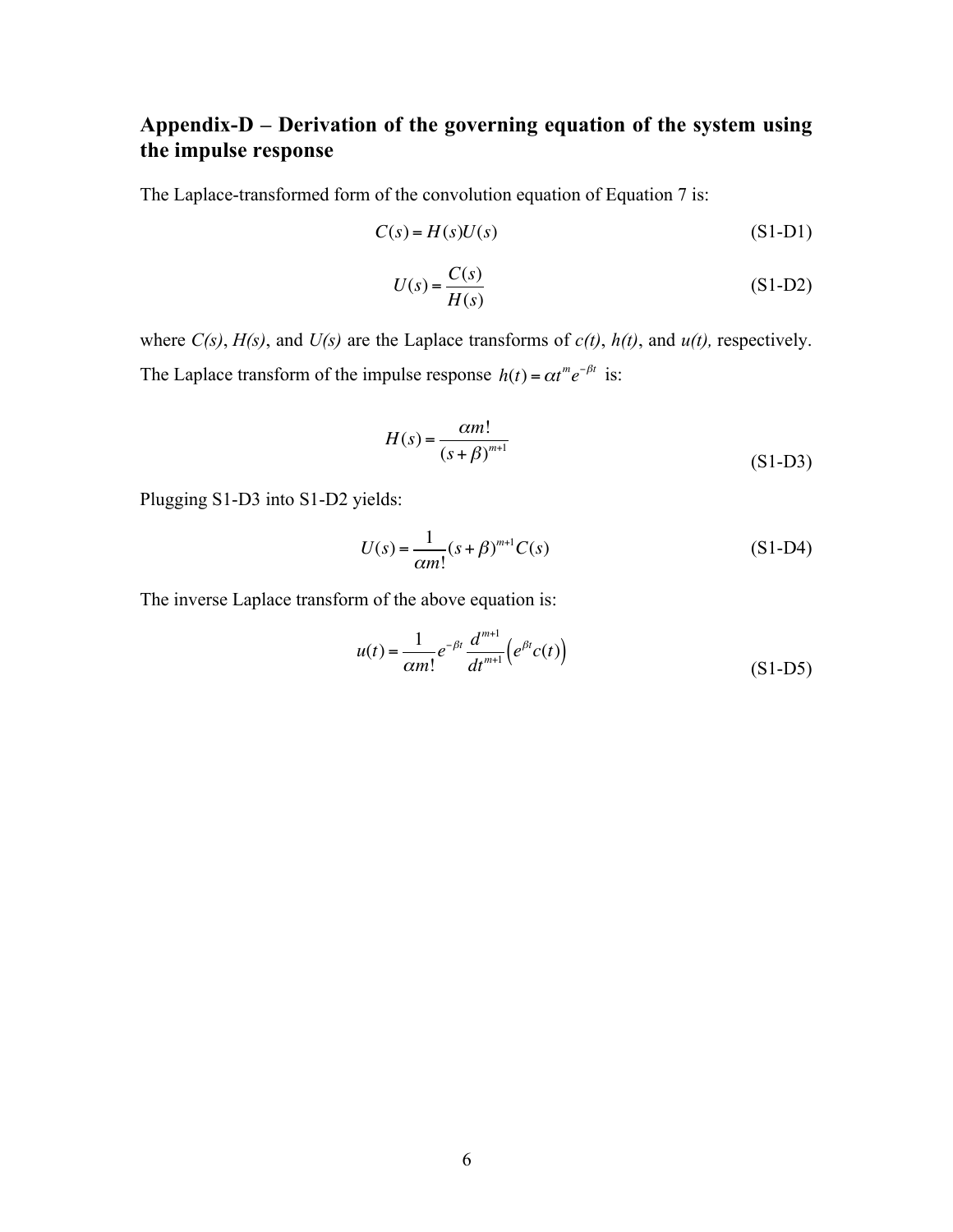## Appendix-D – Derivation of the governing equation of the system using the impulse response

The Laplace-transformed form of the convolution equation of Equation 7 is:

$$C(s) = H(s)U(s) \tag{S1-D1}$$

$$U(s) = \frac{C(s)}{H(s)} \tag{S1-D2}$$

where *C(s)*, *H(s)*, and *U(s)* are the Laplace transforms of *c(t)*, *h(t)*, and *u(t),* respectively. The Laplace transform of the impulse response $h(t) = \alpha t^m e^{-\beta t}$ is:

$$H(s) = \frac{\alpha m!}{(s+\beta)^{m+1}} \tag{S1-D3}$$

Plugging S1-D3 into S1-D2 yields:

$$U(s) = \frac{1}{\alpha m!}(s+\beta)^{m+1}C(s) \tag{S1-D4}$$

The inverse Laplace transform of the above equation is:

$$u(t) = \frac{1}{\alpha m!} e^{-\beta t} \frac{d^{m+1}}{dt^{m+1}}\left(e^{\beta t}c(t)\right) \tag{S1-D5}$$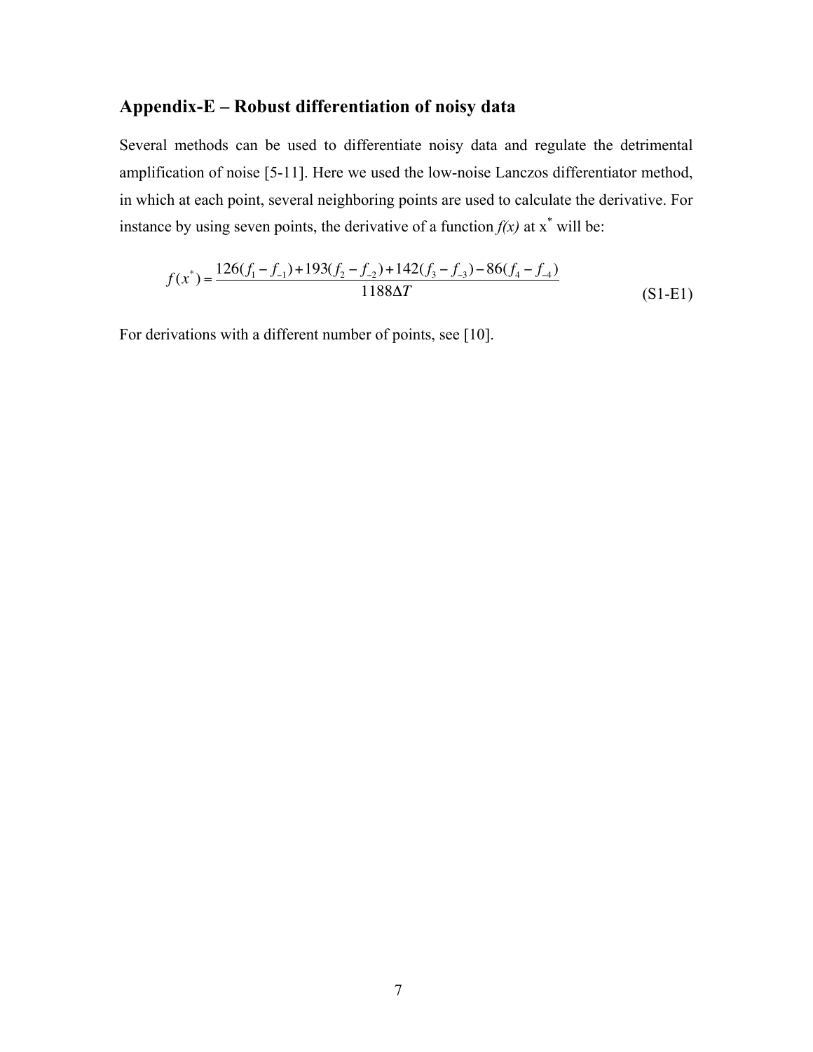## Appendix-E – Robust differentiation of noisy data

Several methods can be used to differentiate noisy data and regulate the detrimental amplification of noise [5-11]. Here we used the low-noise Lanczos differentiator method, in which at each point, several neighboring points are used to calculate the derivative. For instance by using seven points, the derivative of a function *f(x)* at $x^*$ will be:

$$f(x^*) = \frac{126(f_1 - f_{-1}) + 193(f_2 - f_{-2}) + 142(f_3 - f_{-3}) - 86(f_4 - f_{-4})}{1188\Delta T} \tag{S1-E1}$$

For derivations with a different number of points, see [10].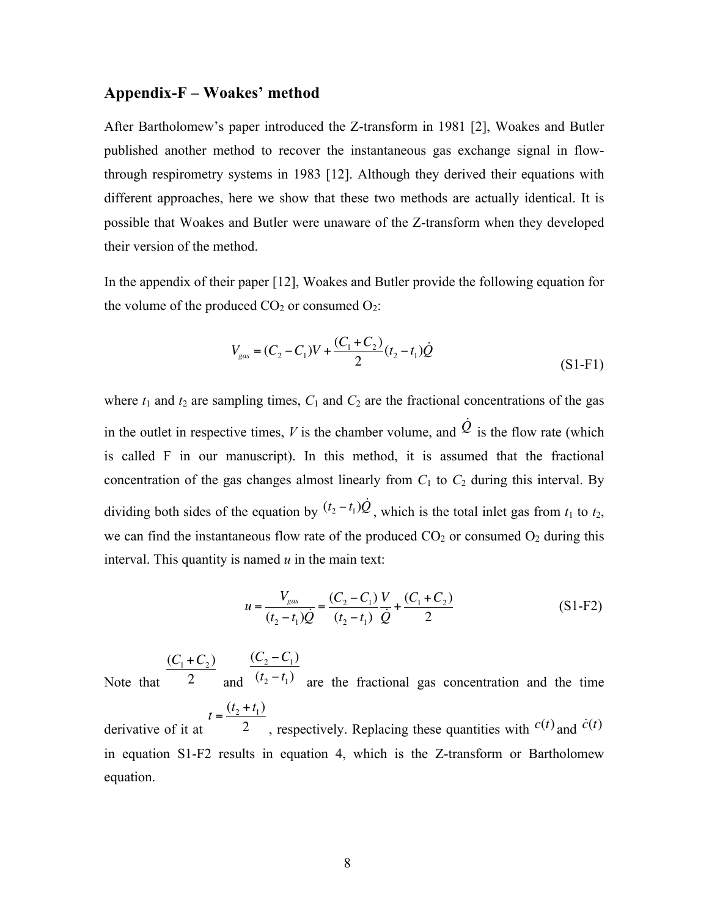## Appendix-F – Woakes' method

After Bartholomew's paper introduced the Z-transform in 1981 [2], Woakes and Butler published another method to recover the instantaneous gas exchange signal in flow-through respirometry systems in 1983 [12]. Although they derived their equations with different approaches, here we show that these two methods are actually identical. It is possible that Woakes and Butler were unaware of the Z-transform when they developed their version of the method.

In the appendix of their paper [12], Woakes and Butler provide the following equation for the volume of the produced $CO_2$ or consumed $O_2$:

$$V_{gas} = (C_2 - C_1)V + \frac{(C_1 + C_2)}{2}(t_2 - t_1)\dot{Q} \tag{S1-F1}$$

where $t_1$ and $t_2$ are sampling times, $C_1$ and $C_2$ are the fractional concentrations of the gas in the outlet in respective times, $V$ is the chamber volume, and $\dot{Q}$ is the flow rate (which is called F in our manuscript). In this method, it is assumed that the fractional concentration of the gas changes almost linearly from $C_1$ to $C_2$ during this interval. By dividing both sides of the equation by $(t_2 - t_1)\dot{Q}$, which is the total inlet gas from $t_1$ to $t_2$, we can find the instantaneous flow rate of the produced $CO_2$ or consumed $O_2$ during this interval. This quantity is named $u$ in the main text:

$$u = \frac{V_{gas}}{(t_2 - t_1)\dot{Q}} = \frac{(C_2 - C_1)}{(t_2 - t_1)}\frac{V}{\dot{Q}} + \frac{(C_1 + C_2)}{2} \tag{S1-F2}$$

Note that $\frac{(C_1 + C_2)}{2}$ and $\frac{(C_2 - C_1)}{(t_2 - t_1)}$ are the fractional gas concentration and the time derivative of it at $t = \frac{(t_2 + t_1)}{2}$, respectively. Replacing these quantities with $c(t)$ and $\dot{c}(t)$ in equation S1-F2 results in equation 4, which is the Z-transform or Bartholomew equation.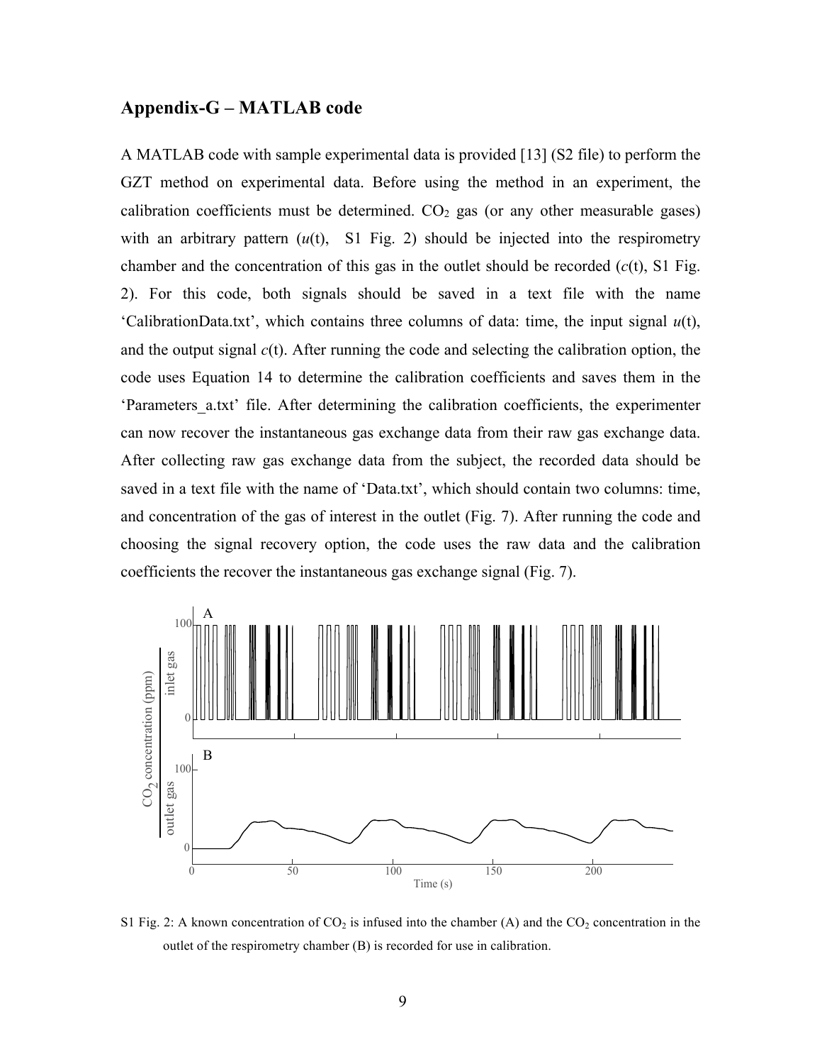## Appendix-G – MATLAB code

A MATLAB code with sample experimental data is provided [13] (S2 file) to perform the GZT method on experimental data. Before using the method in an experiment, the calibration coefficients must be determined. $CO_2$ gas (or any other measurable gases) with an arbitrary pattern (*u*(t), S1 Fig. 2) should be injected into the respirometry chamber and the concentration of this gas in the outlet should be recorded (*c*(t), S1 Fig. 2). For this code, both signals should be saved in a text file with the name 'CalibrationData.txt', which contains three columns of data: time, the input signal *u*(t), and the output signal *c*(t). After running the code and selecting the calibration option, the code uses Equation 14 to determine the calibration coefficients and saves them in the 'Parameters_a.txt' file. After determining the calibration coefficients, the experimenter can now recover the instantaneous gas exchange data from their raw gas exchange data. After collecting raw gas exchange data from the subject, the recorded data should be saved in a text file with the name of 'Data.txt', which should contain two columns: time, and concentration of the gas of interest in the outlet (Fig. 7). After running the code and choosing the signal recovery option, the code uses the raw data and the calibration coefficients the recover the instantaneous gas exchange signal (Fig. 7).

S1 Fig. 2: A known concentration of $CO_2$ is infused into the chamber (A) and the $CO_2$ concentration in the outlet of the respirometry chamber (B) is recorded for use in calibration.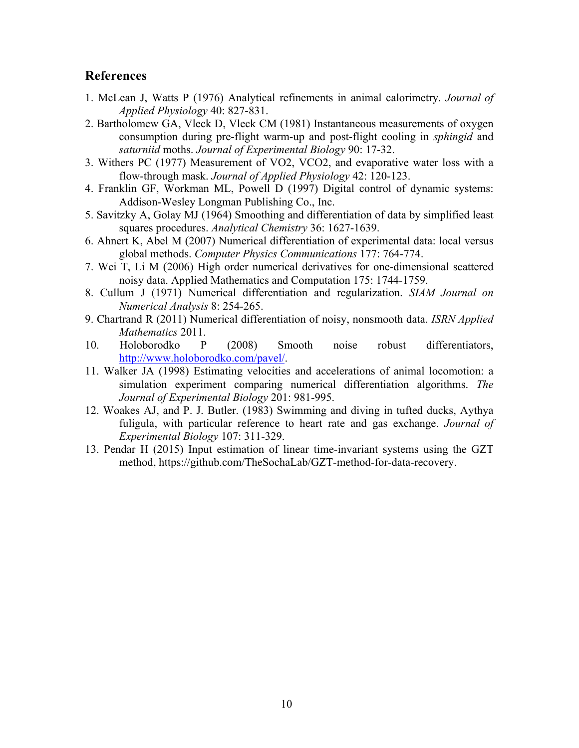## References

1. McLean J, Watts P (1976) Analytical refinements in animal calorimetry. *Journal of Applied Physiology* 40: 827-831.
2. Bartholomew GA, Vleck D, Vleck CM (1981) Instantaneous measurements of oxygen consumption during pre-flight warm-up and post-flight cooling in *sphingid* and *saturniid* moths. *Journal of Experimental Biology* 90: 17-32.
3. Withers PC (1977) Measurement of VO2, VCO2, and evaporative water loss with a flow-through mask. *Journal of Applied Physiology* 42: 120-123.
4. Franklin GF, Workman ML, Powell D (1997) Digital control of dynamic systems: Addison-Wesley Longman Publishing Co., Inc.
5. Savitzky A, Golay MJ (1964) Smoothing and differentiation of data by simplified least squares procedures. *Analytical Chemistry* 36: 1627-1639.
6. Ahnert K, Abel M (2007) Numerical differentiation of experimental data: local versus global methods. *Computer Physics Communications* 177: 764-774.
7. Wei T, Li M (2006) High order numerical derivatives for one-dimensional scattered noisy data. Applied Mathematics and Computation 175: 1744-1759.
8. Cullum J (1971) Numerical differentiation and regularization. *SIAM Journal on Numerical Analysis* 8: 254-265.
9. Chartrand R (2011) Numerical differentiation of noisy, nonsmooth data. *ISRN Applied Mathematics* 2011.
10. Holoborodko P (2008) Smooth noise robust differentiators, http://www.holoborodko.com/pavel/.
11. Walker JA (1998) Estimating velocities and accelerations of animal locomotion: a simulation experiment comparing numerical differentiation algorithms. *The Journal of Experimental Biology* 201: 981-995.
12. Woakes AJ, and P. J. Butler. (1983) Swimming and diving in tufted ducks, Aythya fuligula, with particular reference to heart rate and gas exchange. *Journal of Experimental Biology* 107: 311-329.
13. Pendar H (2015) Input estimation of linear time-invariant systems using the GZT method, https://github.com/TheSochaLab/GZT-method-for-data-recovery.